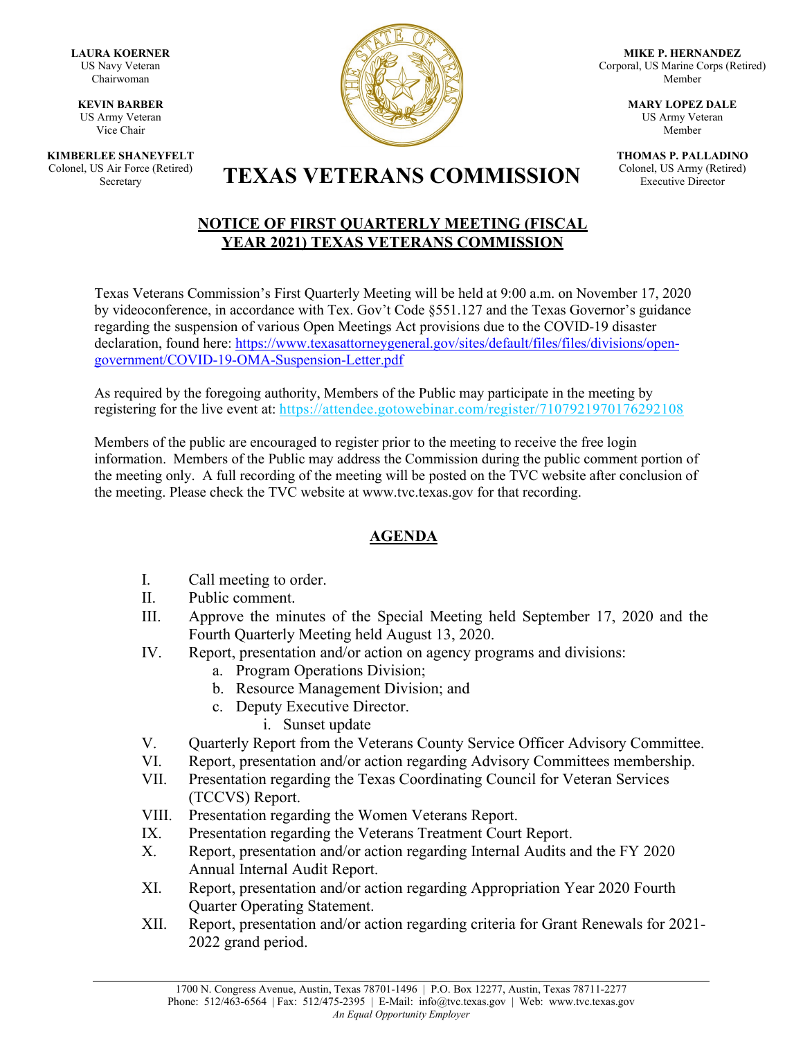**LAURA KOERNER**
US Navy Veteran
Chairwoman

**KEVIN BARBER**
US Army Veteran
Vice Chair

**KIMBERLEE SHANEYFELT**
Colonel, US Air Force (Retired)
Secretary

**MIKE P. HERNANDEZ**
Corporal, US Marine Corps (Retired)
Member

**MARY LOPEZ DALE**
US Army Veteran
Member

**THOMAS P. PALLADINO**
Colonel, US Army (Retired)
Executive Director

# TEXAS VETERANS COMMISSION

## NOTICE OF FIRST QUARTERLY MEETING (FISCAL YEAR 2021) TEXAS VETERANS COMMISSION

Texas Veterans Commission's First Quarterly Meeting will be held at 9:00 a.m. on November 17, 2020 by videoconference, in accordance with Tex. Gov't Code §551.127 and the Texas Governor's guidance regarding the suspension of various Open Meetings Act provisions due to the COVID-19 disaster declaration, found here: https://www.texasattorneygeneral.gov/sites/default/files/files/divisions/open-government/COVID-19-OMA-Suspension-Letter.pdf

As required by the foregoing authority, Members of the Public may participate in the meeting by registering for the live event at: https://attendee.gotowebinar.com/register/7107921970176292108

Members of the public are encouraged to register prior to the meeting to receive the free login information. Members of the Public may address the Commission during the public comment portion of the meeting only. A full recording of the meeting will be posted on the TVC website after conclusion of the meeting. Please check the TVC website at www.tvc.texas.gov for that recording.

## AGENDA

I. Call meeting to order.

II. Public comment.

III. Approve the minutes of the Special Meeting held September 17, 2020 and the Fourth Quarterly Meeting held August 13, 2020.

IV. Report, presentation and/or action on agency programs and divisions:
   a. Program Operations Division;
   b. Resource Management Division; and
   c. Deputy Executive Director.
      i. Sunset update

V. Quarterly Report from the Veterans County Service Officer Advisory Committee.

VI. Report, presentation and/or action regarding Advisory Committees membership.

VII. Presentation regarding the Texas Coordinating Council for Veteran Services (TCCVS) Report.

VIII. Presentation regarding the Women Veterans Report.

IX. Presentation regarding the Veterans Treatment Court Report.

X. Report, presentation and/or action regarding Internal Audits and the FY 2020 Annual Internal Audit Report.

XI. Report, presentation and/or action regarding Appropriation Year 2020 Fourth Quarter Operating Statement.

XII. Report, presentation and/or action regarding criteria for Grant Renewals for 2021-2022 grand period.

1700 N. Congress Avenue, Austin, Texas 78701-1496 | P.O. Box 12277, Austin, Texas 78711-2277
Phone: 512/463-6564 | Fax: 512/475-2395 | E-Mail: info@tvc.texas.gov | Web: www.tvc.texas.gov
*An Equal Opportunity Employer*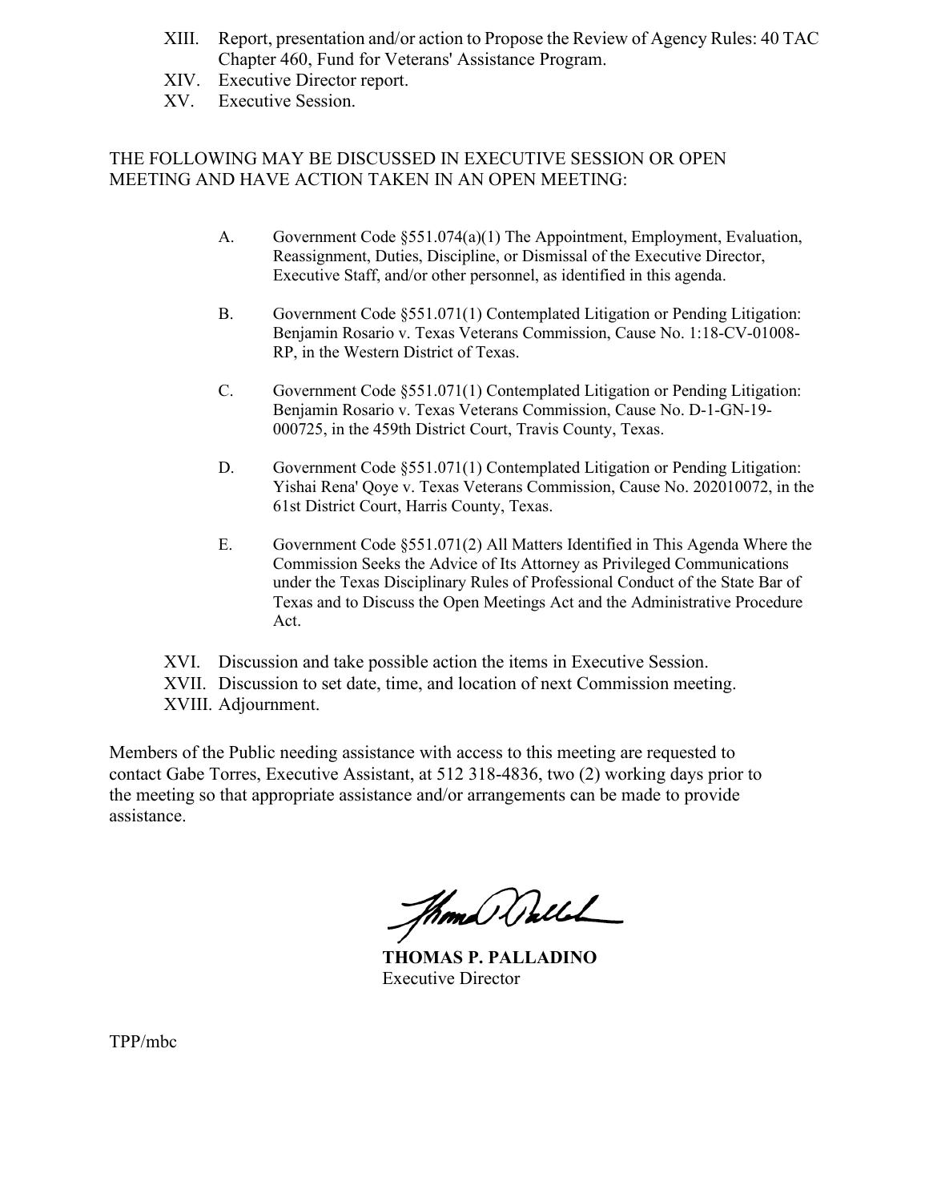XIII. Report, presentation and/or action to Propose the Review of Agency Rules: 40 TAC Chapter 460, Fund for Veterans' Assistance Program.

XIV. Executive Director report.

XV. Executive Session.

THE FOLLOWING MAY BE DISCUSSED IN EXECUTIVE SESSION OR OPEN MEETING AND HAVE ACTION TAKEN IN AN OPEN MEETING:

A. Government Code §551.074(a)(1) The Appointment, Employment, Evaluation, Reassignment, Duties, Discipline, or Dismissal of the Executive Director, Executive Staff, and/or other personnel, as identified in this agenda.

B. Government Code §551.071(1) Contemplated Litigation or Pending Litigation: Benjamin Rosario v. Texas Veterans Commission, Cause No. 1:18-CV-01008-RP, in the Western District of Texas.

C. Government Code §551.071(1) Contemplated Litigation or Pending Litigation: Benjamin Rosario v. Texas Veterans Commission, Cause No. D-1-GN-19-000725, in the 459th District Court, Travis County, Texas.

D. Government Code §551.071(1) Contemplated Litigation or Pending Litigation: Yishai Rena' Qoye v. Texas Veterans Commission, Cause No. 202010072, in the 61st District Court, Harris County, Texas.

E. Government Code §551.071(2) All Matters Identified in This Agenda Where the Commission Seeks the Advice of Its Attorney as Privileged Communications under the Texas Disciplinary Rules of Professional Conduct of the State Bar of Texas and to Discuss the Open Meetings Act and the Administrative Procedure Act.

XVI. Discussion and take possible action the items in Executive Session.

XVII. Discussion to set date, time, and location of next Commission meeting.

XVIII. Adjournment.

Members of the Public needing assistance with access to this meeting are requested to contact Gabe Torres, Executive Assistant, at 512 318-4836, two (2) working days prior to the meeting so that appropriate assistance and/or arrangements can be made to provide assistance.

**THOMAS P. PALLADINO**
Executive Director

TPP/mbc